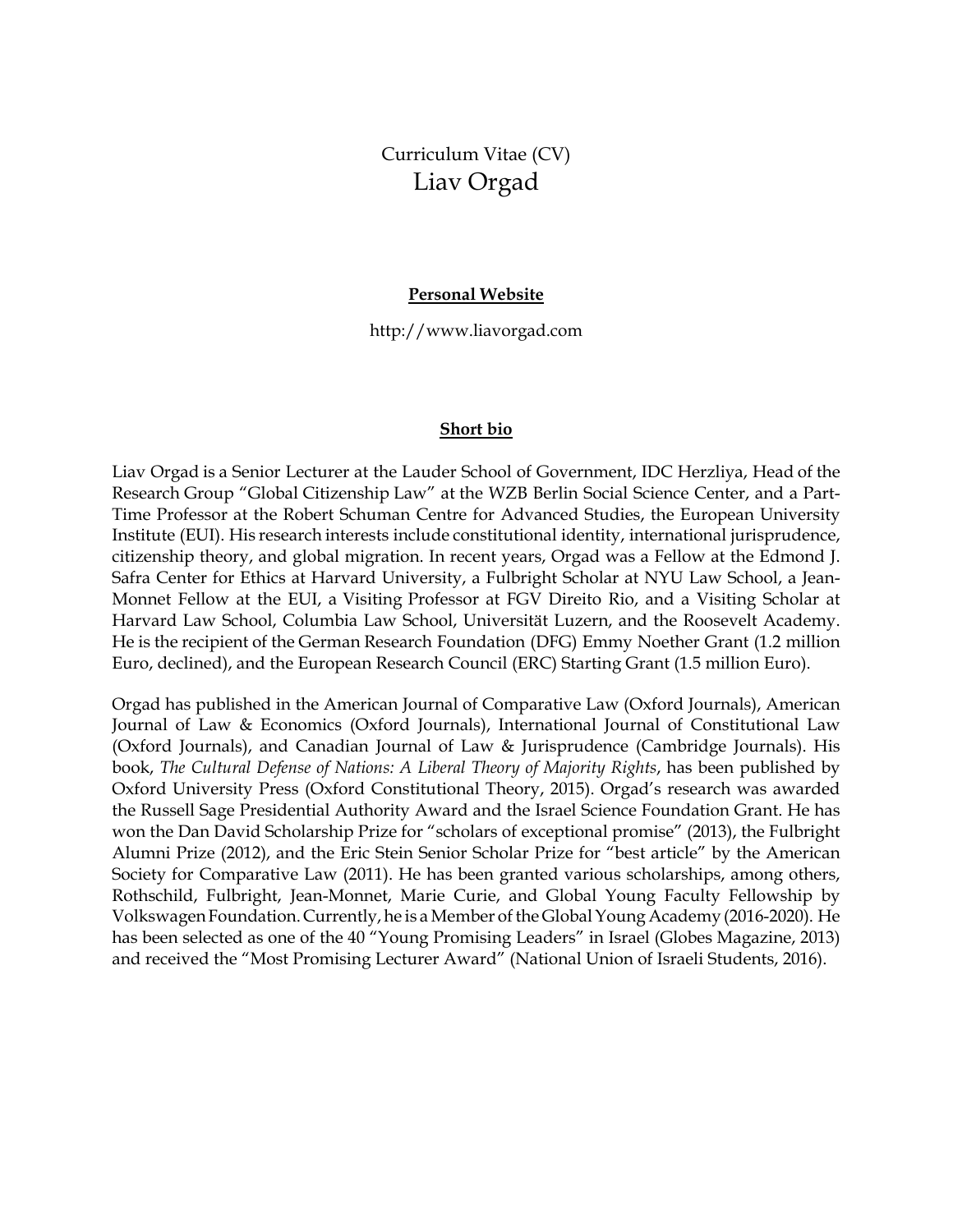# Curriculum Vitae (CV)
# Liav Orgad

## Personal Website

http://www.liavorgad.com

## Short bio

Liav Orgad is a Senior Lecturer at the Lauder School of Government, IDC Herzliya, Head of the Research Group "Global Citizenship Law" at the WZB Berlin Social Science Center, and a Part-Time Professor at the Robert Schuman Centre for Advanced Studies, the European University Institute (EUI). His research interests include constitutional identity, international jurisprudence, citizenship theory, and global migration. In recent years, Orgad was a Fellow at the Edmond J. Safra Center for Ethics at Harvard University, a Fulbright Scholar at NYU Law School, a Jean-Monnet Fellow at the EUI, a Visiting Professor at FGV Direito Rio, and a Visiting Scholar at Harvard Law School, Columbia Law School, Universität Luzern, and the Roosevelt Academy. He is the recipient of the German Research Foundation (DFG) Emmy Noether Grant (1.2 million Euro, declined), and the European Research Council (ERC) Starting Grant (1.5 million Euro).

Orgad has published in the American Journal of Comparative Law (Oxford Journals), American Journal of Law & Economics (Oxford Journals), International Journal of Constitutional Law (Oxford Journals), and Canadian Journal of Law & Jurisprudence (Cambridge Journals). His book, *The Cultural Defense of Nations: A Liberal Theory of Majority Rights*, has been published by Oxford University Press (Oxford Constitutional Theory, 2015). Orgad's research was awarded the Russell Sage Presidential Authority Award and the Israel Science Foundation Grant. He has won the Dan David Scholarship Prize for "scholars of exceptional promise" (2013), the Fulbright Alumni Prize (2012), and the Eric Stein Senior Scholar Prize for "best article" by the American Society for Comparative Law (2011). He has been granted various scholarships, among others, Rothschild, Fulbright, Jean-Monnet, Marie Curie, and Global Young Faculty Fellowship by Volkswagen Foundation. Currently, he is a Member of the Global Young Academy (2016-2020). He has been selected as one of the 40 "Young Promising Leaders" in Israel (Globes Magazine, 2013) and received the "Most Promising Lecturer Award" (National Union of Israeli Students, 2016).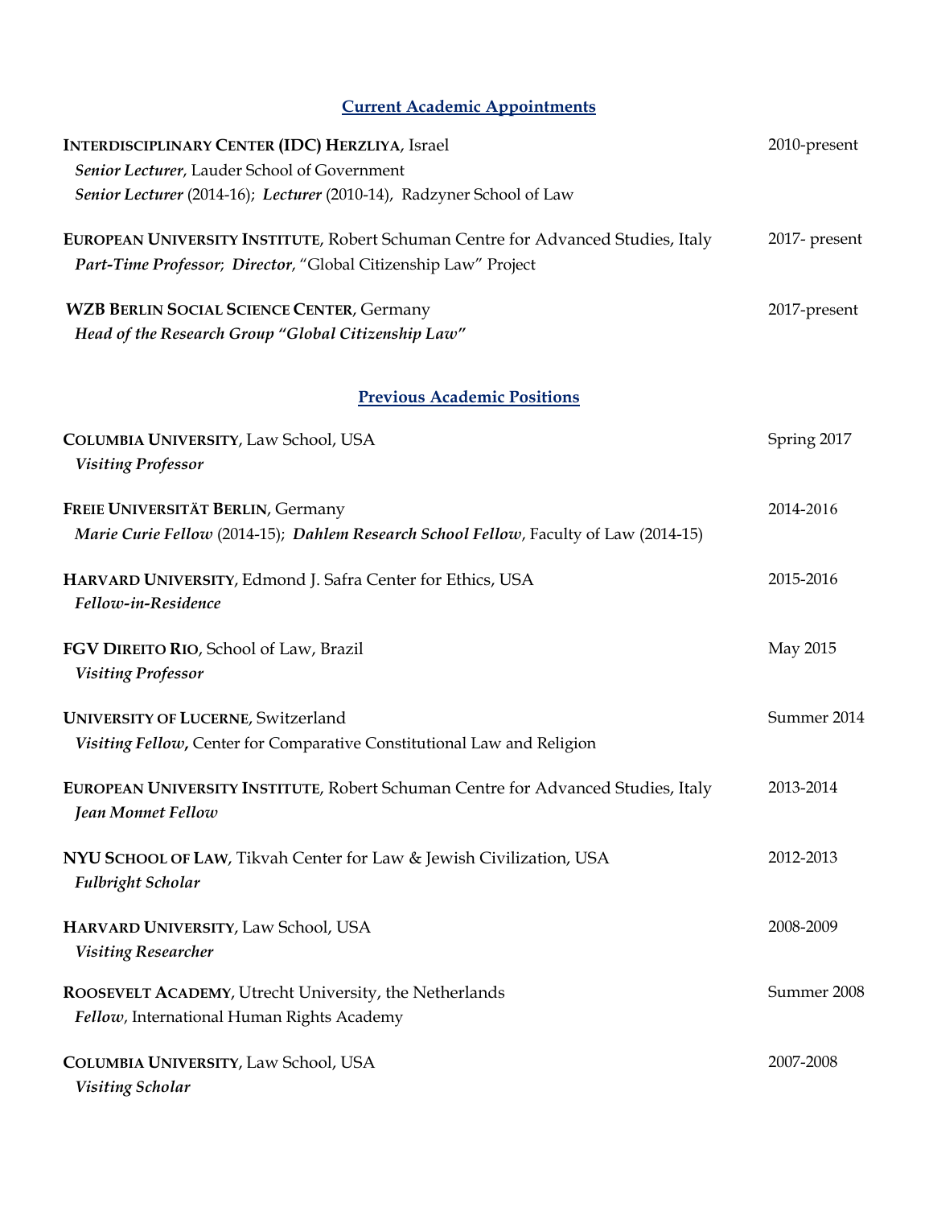## Current Academic Appointments

**Interdisciplinary Center (IDC) Herzliya**, Israel — 2010-present
*Senior Lecturer*, Lauder School of Government
*Senior Lecturer* (2014-16); *Lecturer* (2010-14), Radzyner School of Law

**European University Institute**, Robert Schuman Centre for Advanced Studies, Italy — 2017- present
*Part-Time Professor*; *Director*, "Global Citizenship Law" Project

**WZB Berlin Social Science Center**, Germany — 2017-present
*Head of the Research Group "Global Citizenship Law"*

## Previous Academic Positions

**Columbia University**, Law School, USA — Spring 2017
*Visiting Professor*

**Freie Universität Berlin**, Germany — 2014-2016
*Marie Curie Fellow* (2014-15); *Dahlem Research School Fellow*, Faculty of Law (2014-15)

**Harvard University**, Edmond J. Safra Center for Ethics, USA — 2015-2016
*Fellow-in-Residence*

**FGV Direito Rio**, School of Law, Brazil — May 2015
*Visiting Professor*

**University of Lucerne**, Switzerland — Summer 2014
*Visiting Fellow***,** Center for Comparative Constitutional Law and Religion

**European University Institute**, Robert Schuman Centre for Advanced Studies, Italy — 2013-2014
*Jean Monnet Fellow*

**NYU School of Law**, Tikvah Center for Law & Jewish Civilization, USA — 2012-2013
*Fulbright Scholar*

**Harvard University**, Law School, USA — 2008-2009
*Visiting Researcher*

**Roosevelt Academy**, Utrecht University, the Netherlands — Summer 2008
*Fellow*, International Human Rights Academy

**Columbia University**, Law School, USA — 2007-2008
*Visiting Scholar*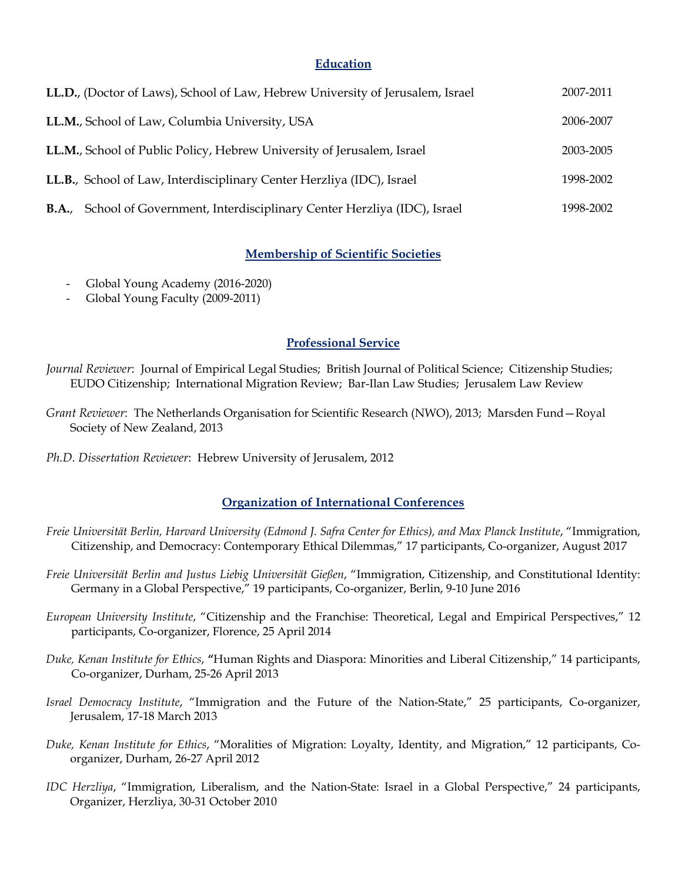## Education

| | |
|---|---|
| **LL.D.**, (Doctor of Laws), School of Law, Hebrew University of Jerusalem, Israel | 2007-2011 |
| **LL.M.**, School of Law, Columbia University, USA | 2006-2007 |
| **LL.M.**, School of Public Policy, Hebrew University of Jerusalem, Israel | 2003-2005 |
| **LL.B.**, School of Law, Interdisciplinary Center Herzliya (IDC), Israel | 1998-2002 |
| **B.A.**, School of Government, Interdisciplinary Center Herzliya (IDC), Israel | 1998-2002 |

## Membership of Scientific Societies

- Global Young Academy (2016-2020)
- Global Young Faculty (2009-2011)

## Professional Service

*Journal Reviewer*: Journal of Empirical Legal Studies; British Journal of Political Science; Citizenship Studies; EUDO Citizenship; International Migration Review; Bar-Ilan Law Studies; Jerusalem Law Review

*Grant Reviewer*: The Netherlands Organisation for Scientific Research (NWO), 2013; Marsden Fund—Royal Society of New Zealand, 2013

*Ph.D. Dissertation Reviewer*: Hebrew University of Jerusalem, 2012

## Organization of International Conferences

*Freie Universität Berlin, Harvard University (Edmond J. Safra Center for Ethics), and Max Planck Institute*, "Immigration, Citizenship, and Democracy: Contemporary Ethical Dilemmas," 17 participants, Co-organizer, August 2017

*Freie Universität Berlin and Justus Liebig Universität Gießen*, "Immigration, Citizenship, and Constitutional Identity: Germany in a Global Perspective," 19 participants, Co-organizer, Berlin, 9-10 June 2016

*European University Institute*, "Citizenship and the Franchise: Theoretical, Legal and Empirical Perspectives," 12 participants, Co-organizer, Florence, 25 April 2014

*Duke, Kenan Institute for Ethics*, **"**Human Rights and Diaspora: Minorities and Liberal Citizenship," 14 participants, Co-organizer, Durham, 25-26 April 2013

*Israel Democracy Institute*, "Immigration and the Future of the Nation-State," 25 participants, Co-organizer, Jerusalem, 17-18 March 2013

*Duke, Kenan Institute for Ethics*, "Moralities of Migration: Loyalty, Identity, and Migration," 12 participants, Co-organizer, Durham, 26-27 April 2012

*IDC Herzliya*, "Immigration, Liberalism, and the Nation-State: Israel in a Global Perspective," 24 participants, Organizer, Herzliya, 30-31 October 2010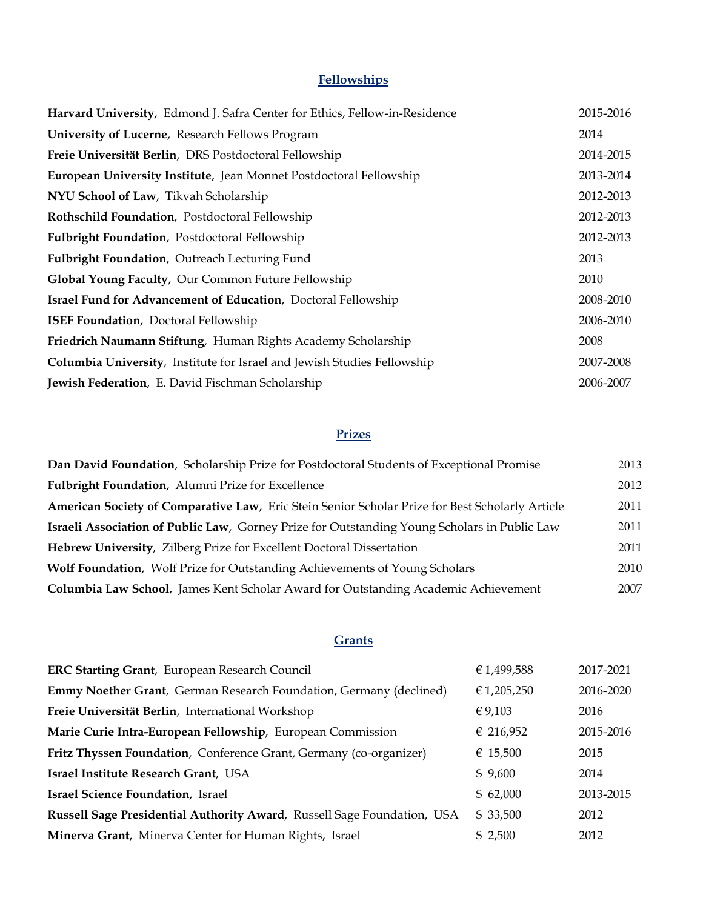## Fellowships

| | |
|---|---|
| **Harvard University**, Edmond J. Safra Center for Ethics, Fellow-in-Residence | 2015-2016 |
| **University of Lucerne**, Research Fellows Program | 2014 |
| **Freie Universität Berlin**, DRS Postdoctoral Fellowship | 2014-2015 |
| **European University Institute**, Jean Monnet Postdoctoral Fellowship | 2013-2014 |
| **NYU School of Law**, Tikvah Scholarship | 2012-2013 |
| **Rothschild Foundation**, Postdoctoral Fellowship | 2012-2013 |
| **Fulbright Foundation**, Postdoctoral Fellowship | 2012-2013 |
| **Fulbright Foundation**, Outreach Lecturing Fund | 2013 |
| **Global Young Faculty**, Our Common Future Fellowship | 2010 |
| **Israel Fund for Advancement of Education**, Doctoral Fellowship | 2008-2010 |
| **ISEF Foundation**, Doctoral Fellowship | 2006-2010 |
| **Friedrich Naumann Stiftung**, Human Rights Academy Scholarship | 2008 |
| **Columbia University**, Institute for Israel and Jewish Studies Fellowship | 2007-2008 |
| **Jewish Federation**, E. David Fischman Scholarship | 2006-2007 |

## Prizes

| | |
|---|---|
| **Dan David Foundation**, Scholarship Prize for Postdoctoral Students of Exceptional Promise | 2013 |
| **Fulbright Foundation**, Alumni Prize for Excellence | 2012 |
| **American Society of Comparative Law**, Eric Stein Senior Scholar Prize for Best Scholarly Article | 2011 |
| **Israeli Association of Public Law**, Gorney Prize for Outstanding Young Scholars in Public Law | 2011 |
| **Hebrew University**, Zilberg Prize for Excellent Doctoral Dissertation | 2011 |
| **Wolf Foundation**, Wolf Prize for Outstanding Achievements of Young Scholars | 2010 |
| **Columbia Law School**, James Kent Scholar Award for Outstanding Academic Achievement | 2007 |

## Grants

| | | |
|---|---|---|
| **ERC Starting Grant**, European Research Council | € 1,499,588 | 2017-2021 |
| **Emmy Noether Grant**, German Research Foundation, Germany (declined) | € 1,205,250 | 2016-2020 |
| **Freie Universität Berlin**, International Workshop | € 9,103 | 2016 |
| **Marie Curie Intra-European Fellowship**, European Commission | € 216,952 | 2015-2016 |
| **Fritz Thyssen Foundation**, Conference Grant, Germany (co-organizer) | € 15,500 | 2015 |
| **Israel Institute Research Grant**, USA | $ 9,600 | 2014 |
| **Israel Science Foundation**, Israel | $ 62,000 | 2013-2015 |
| **Russell Sage Presidential Authority Award**, Russell Sage Foundation, USA | $ 33,500 | 2012 |
| **Minerva Grant**, Minerva Center for Human Rights, Israel | $ 2,500 | 2012 |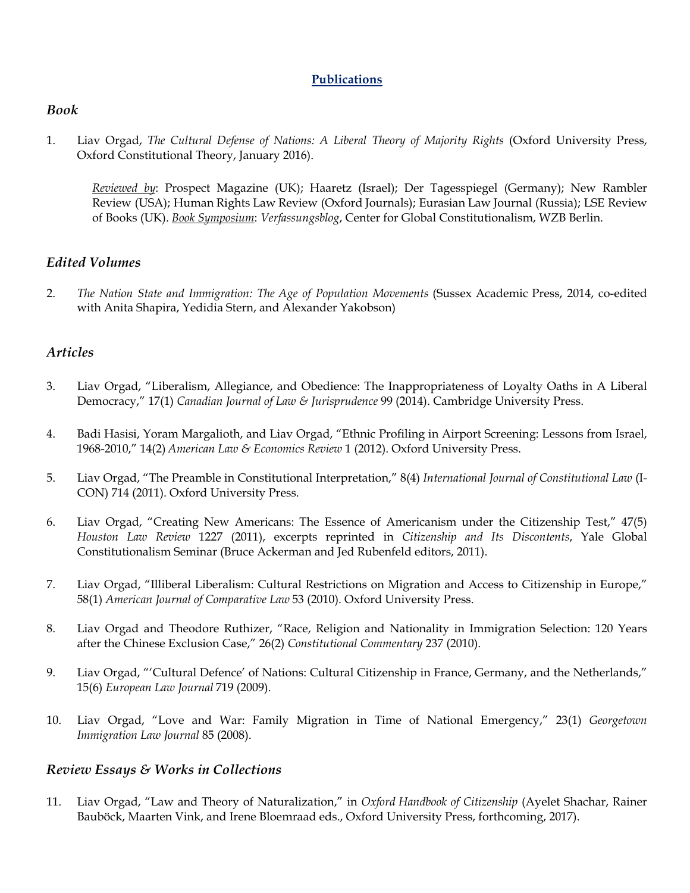## Publications

### *Book*

1. Liav Orgad, *The Cultural Defense of Nations: A Liberal Theory of Majority Rights* (Oxford University Press, Oxford Constitutional Theory, January 2016).

   Reviewed by: Prospect Magazine (UK); Haaretz (Israel); Der Tagesspiegel (Germany); New Rambler Review (USA); Human Rights Law Review (Oxford Journals); Eurasian Law Journal (Russia); LSE Review of Books (UK). Book Symposium: *Verfassungsblog*, Center for Global Constitutionalism, WZB Berlin.

### *Edited Volumes*

2. *The Nation State and Immigration: The Age of Population Movements* (Sussex Academic Press, 2014, co-edited with Anita Shapira, Yedidia Stern, and Alexander Yakobson)

### *Articles*

3. Liav Orgad, "Liberalism, Allegiance, and Obedience: The Inappropriateness of Loyalty Oaths in A Liberal Democracy," 17(1) *Canadian Journal of Law & Jurisprudence* 99 (2014). Cambridge University Press.

4. Badi Hasisi, Yoram Margalioth, and Liav Orgad, "Ethnic Profiling in Airport Screening: Lessons from Israel, 1968-2010," 14(2) *American Law & Economics Review* 1 (2012). Oxford University Press.

5. Liav Orgad, "The Preamble in Constitutional Interpretation," 8(4) *International Journal of Constitutional Law* (I-CON) 714 (2011). Oxford University Press.

6. Liav Orgad, "Creating New Americans: The Essence of Americanism under the Citizenship Test," 47(5) *Houston Law Review* 1227 (2011), excerpts reprinted in *Citizenship and Its Discontents*, Yale Global Constitutionalism Seminar (Bruce Ackerman and Jed Rubenfeld editors, 2011).

7. Liav Orgad, "Illiberal Liberalism: Cultural Restrictions on Migration and Access to Citizenship in Europe," 58(1) *American Journal of Comparative Law* 53 (2010). Oxford University Press.

8. Liav Orgad and Theodore Ruthizer, "Race, Religion and Nationality in Immigration Selection: 120 Years after the Chinese Exclusion Case," 26(2) *Constitutional Commentary* 237 (2010).

9. Liav Orgad, "'Cultural Defence' of Nations: Cultural Citizenship in France, Germany, and the Netherlands," 15(6) *European Law Journal* 719 (2009).

10. Liav Orgad, "Love and War: Family Migration in Time of National Emergency," 23(1) *Georgetown Immigration Law Journal* 85 (2008).

### *Review Essays & Works in Collections*

11. Liav Orgad, "Law and Theory of Naturalization," in *Oxford Handbook of Citizenship* (Ayelet Shachar, Rainer Bauböck, Maarten Vink, and Irene Bloemraad eds., Oxford University Press, forthcoming, 2017).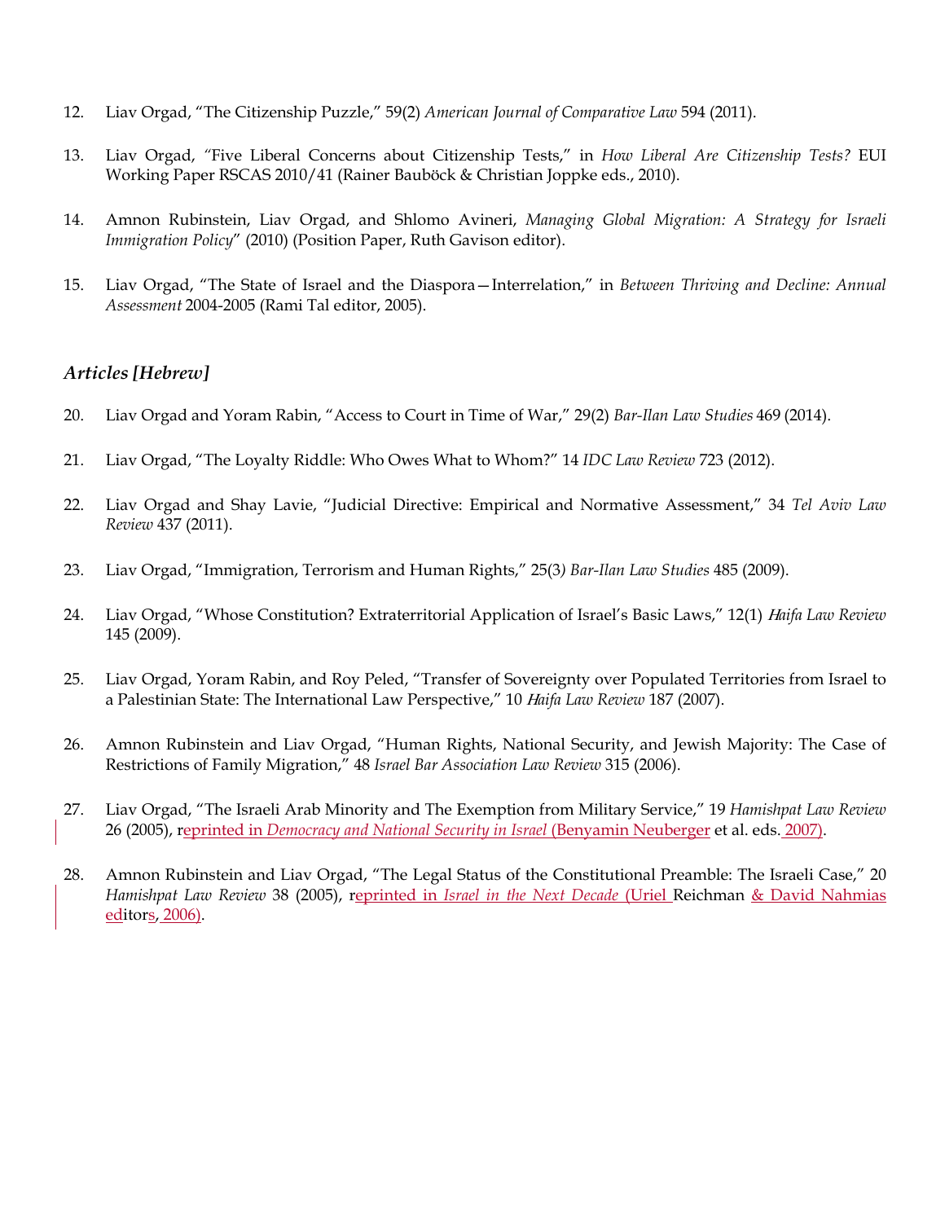12. Liav Orgad, "The Citizenship Puzzle," 59(2) *American Journal of Comparative Law* 594 (2011).

13. Liav Orgad, "Five Liberal Concerns about Citizenship Tests," in *How Liberal Are Citizenship Tests?* EUI Working Paper RSCAS 2010/41 (Rainer Bauböck & Christian Joppke eds., 2010).

14. Amnon Rubinstein, Liav Orgad, and Shlomo Avineri, *Managing Global Migration: A Strategy for Israeli Immigration Policy*" (2010) (Position Paper, Ruth Gavison editor).

15. Liav Orgad, "The State of Israel and the Diaspora—Interrelation," in *Between Thriving and Decline: Annual Assessment* 2004-2005 (Rami Tal editor, 2005).

### *Articles [Hebrew]*

20. Liav Orgad and Yoram Rabin, "Access to Court in Time of War," 29(2) *Bar-Ilan Law Studies* 469 (2014).

21. Liav Orgad, "The Loyalty Riddle: Who Owes What to Whom?" 14 *IDC Law Review* 723 (2012).

22. Liav Orgad and Shay Lavie, "Judicial Directive: Empirical and Normative Assessment," 34 *Tel Aviv Law Review* 437 (2011).

23. Liav Orgad, "Immigration, Terrorism and Human Rights," 25(3) *Bar-Ilan Law Studies* 485 (2009).

24. Liav Orgad, "Whose Constitution? Extraterritorial Application of Israel's Basic Laws," 12(1) *Haifa Law Review* 145 (2009).

25. Liav Orgad, Yoram Rabin, and Roy Peled, "Transfer of Sovereignty over Populated Territories from Israel to a Palestinian State: The International Law Perspective," 10 *Haifa Law Review* 187 (2007).

26. Amnon Rubinstein and Liav Orgad, "Human Rights, National Security, and Jewish Majority: The Case of Restrictions of Family Migration," 48 *Israel Bar Association Law Review* 315 (2006).

27. Liav Orgad, "The Israeli Arab Minority and The Exemption from Military Service," 19 *Hamishpat Law Review* 26 (2005), reprinted in *Democracy and National Security in Israel* (Benyamin Neuberger et al. eds. 2007).

28. Amnon Rubinstein and Liav Orgad, "The Legal Status of the Constitutional Preamble: The Israeli Case," 20 *Hamishpat Law Review* 38 (2005), reprinted in *Israel in the Next Decade* (Uriel Reichman & David Nahmias editors, 2006).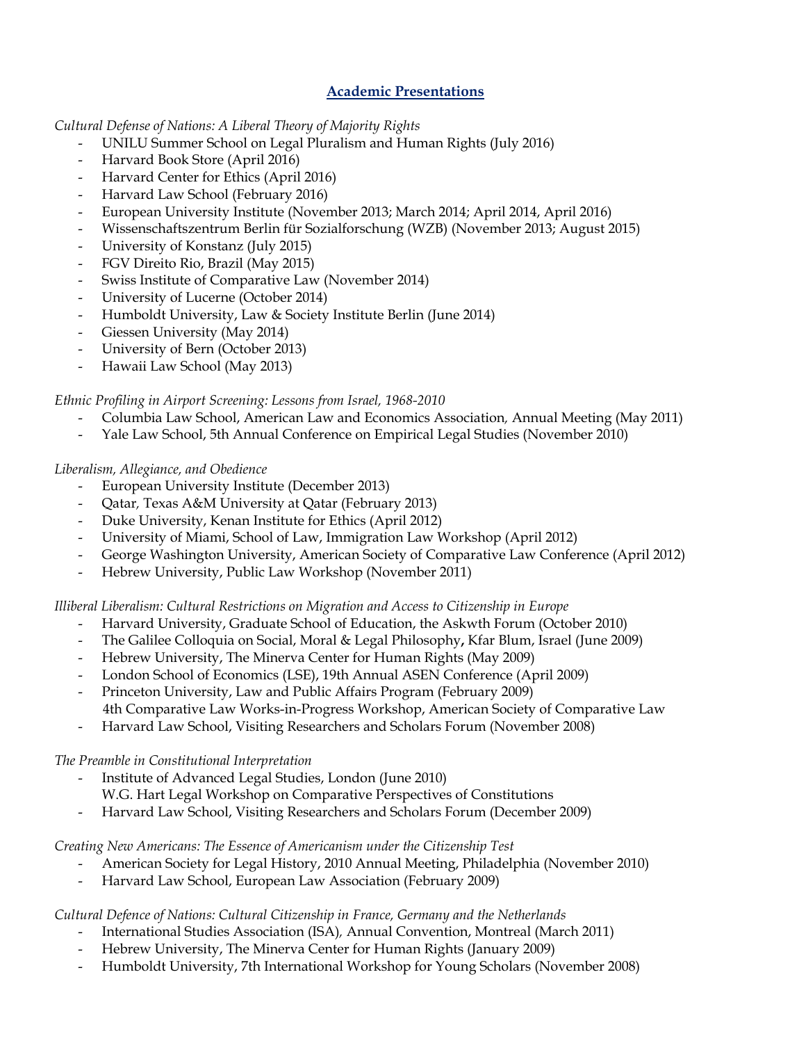## Academic Presentations

*Cultural Defense of Nations: A Liberal Theory of Majority Rights*

- UNILU Summer School on Legal Pluralism and Human Rights (July 2016)
- Harvard Book Store (April 2016)
- Harvard Center for Ethics (April 2016)
- Harvard Law School (February 2016)
- European University Institute (November 2013; March 2014; April 2014, April 2016)
- Wissenschaftszentrum Berlin für Sozialforschung (WZB) (November 2013; August 2015)
- University of Konstanz (July 2015)
- FGV Direito Rio, Brazil (May 2015)
- Swiss Institute of Comparative Law (November 2014)
- University of Lucerne (October 2014)
- Humboldt University, Law & Society Institute Berlin (June 2014)
- Giessen University (May 2014)
- University of Bern (October 2013)
- Hawaii Law School (May 2013)

*Ethnic Profiling in Airport Screening: Lessons from Israel, 1968-2010*

- Columbia Law School, American Law and Economics Association, Annual Meeting (May 2011)
- Yale Law School, 5th Annual Conference on Empirical Legal Studies (November 2010)

*Liberalism, Allegiance, and Obedience*

- European University Institute (December 2013)
- Qatar, Texas A&M University at Qatar (February 2013)
- Duke University, Kenan Institute for Ethics (April 2012)
- University of Miami, School of Law, Immigration Law Workshop (April 2012)
- George Washington University, American Society of Comparative Law Conference (April 2012)
- Hebrew University, Public Law Workshop (November 2011)

*Illiberal Liberalism: Cultural Restrictions on Migration and Access to Citizenship in Europe*

- Harvard University, Graduate School of Education, the Askwth Forum (October 2010)
- The Galilee Colloquia on Social, Moral & Legal Philosophy, Kfar Blum, Israel (June 2009)
- Hebrew University, The Minerva Center for Human Rights (May 2009)
- London School of Economics (LSE), 19th Annual ASEN Conference (April 2009)
- Princeton University, Law and Public Affairs Program (February 2009)
  4th Comparative Law Works-in-Progress Workshop, American Society of Comparative Law
- Harvard Law School, Visiting Researchers and Scholars Forum (November 2008)

*The Preamble in Constitutional Interpretation*

- Institute of Advanced Legal Studies, London (June 2010)
  W.G. Hart Legal Workshop on Comparative Perspectives of Constitutions
- Harvard Law School, Visiting Researchers and Scholars Forum (December 2009)

*Creating New Americans: The Essence of Americanism under the Citizenship Test*

- American Society for Legal History, 2010 Annual Meeting, Philadelphia (November 2010)
- Harvard Law School, European Law Association (February 2009)

*Cultural Defence of Nations: Cultural Citizenship in France, Germany and the Netherlands*

- International Studies Association (ISA), Annual Convention, Montreal (March 2011)
- Hebrew University, The Minerva Center for Human Rights (January 2009)
- Humboldt University, 7th International Workshop for Young Scholars (November 2008)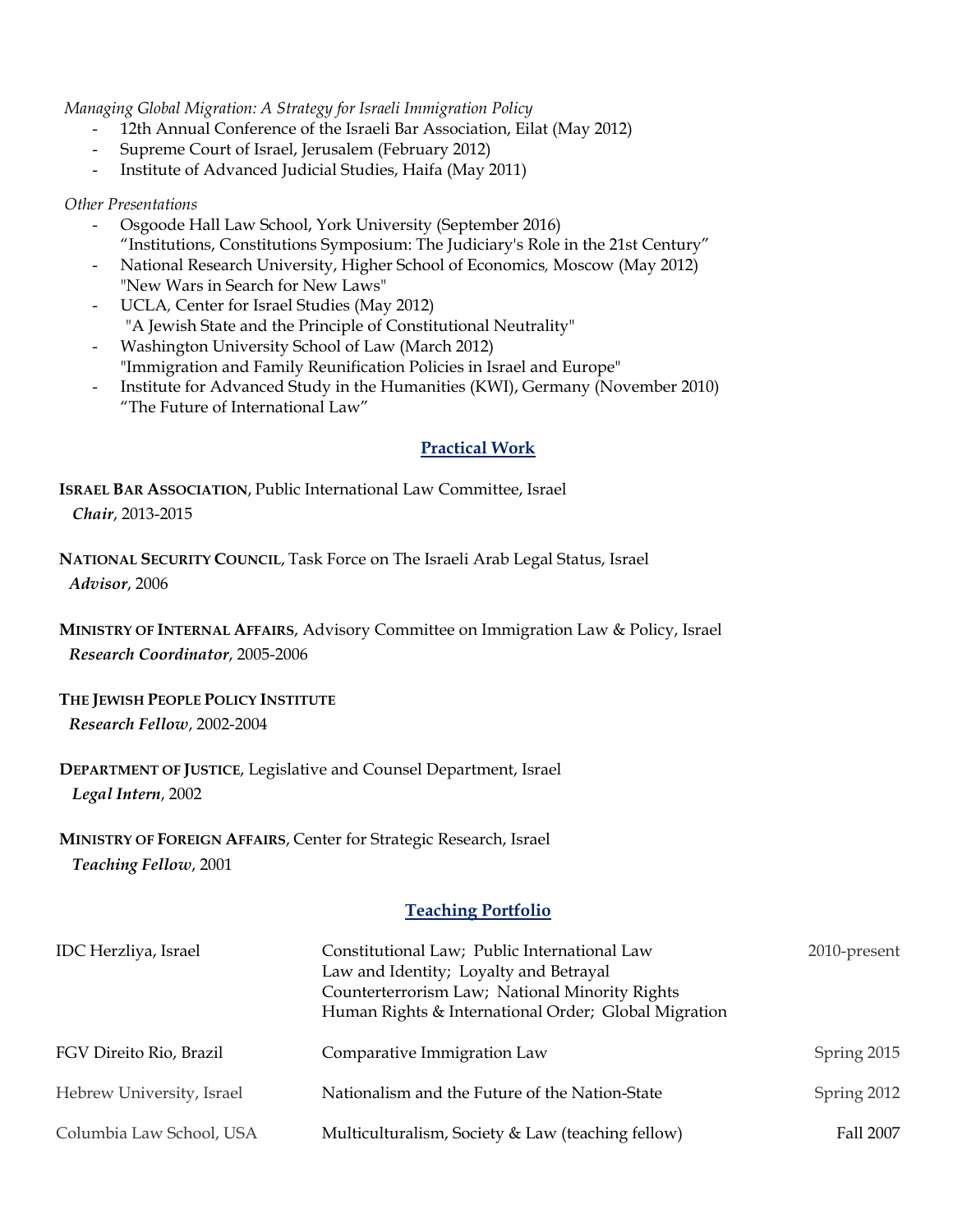*Managing Global Migration: A Strategy for Israeli Immigration Policy*

- 12th Annual Conference of the Israeli Bar Association, Eilat (May 2012)
- Supreme Court of Israel, Jerusalem (February 2012)
- Institute of Advanced Judicial Studies, Haifa (May 2011)

*Other Presentations*

- Osgoode Hall Law School, York University (September 2016)
  "Institutions, Constitutions Symposium: The Judiciary's Role in the 21st Century"
- National Research University, Higher School of Economics, Moscow (May 2012)
  "New Wars in Search for New Laws"
- UCLA, Center for Israel Studies (May 2012)
  "A Jewish State and the Principle of Constitutional Neutrality"
- Washington University School of Law (March 2012)
  "Immigration and Family Reunification Policies in Israel and Europe"
- Institute for Advanced Study in the Humanities (KWI), Germany (November 2010)
  "The Future of International Law"

## Practical Work

**ISRAEL BAR ASSOCIATION**, Public International Law Committee, Israel
***Chair***, 2013-2015

**NATIONAL SECURITY COUNCIL**, Task Force on The Israeli Arab Legal Status, Israel
***Advisor***, 2006

**MINISTRY OF INTERNAL AFFAIRS**, Advisory Committee on Immigration Law & Policy, Israel
***Research Coordinator***, 2005-2006

**THE JEWISH PEOPLE POLICY INSTITUTE**
***Research Fellow***, 2002-2004

**DEPARTMENT OF JUSTICE**, Legislative and Counsel Department, Israel
***Legal Intern***, 2002

**MINISTRY OF FOREIGN AFFAIRS**, Center for Strategic Research, Israel
***Teaching Fellow***, 2001

## Teaching Portfolio

| | | |
|---|---|---|
| IDC Herzliya, Israel | Constitutional Law; Public International Law<br>Law and Identity; Loyalty and Betrayal<br>Counterterrorism Law; National Minority Rights<br>Human Rights & International Order; Global Migration | 2010-present |
| FGV Direito Rio, Brazil | Comparative Immigration Law | Spring 2015 |
| Hebrew University, Israel | Nationalism and the Future of the Nation-State | Spring 2012 |
| Columbia Law School, USA | Multiculturalism, Society & Law (teaching fellow) | Fall 2007 |